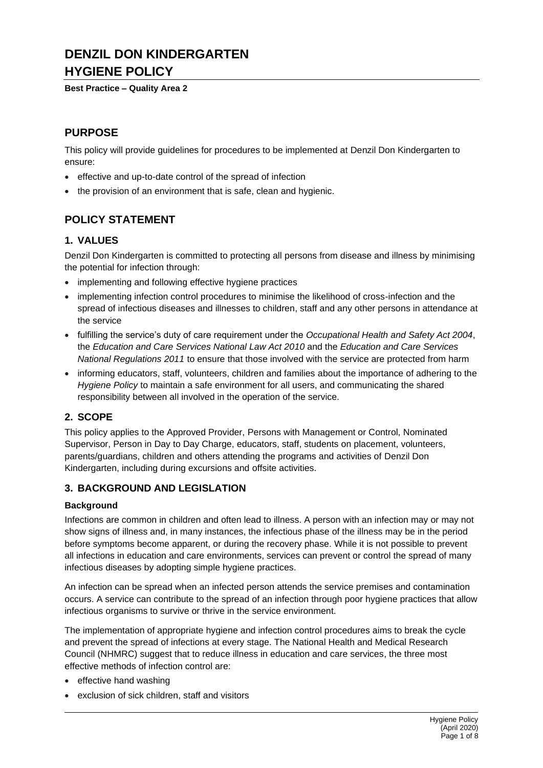# DENZIL DON KINDERGARTEN HYGIENE POLICY

**Best Practice – Quality Area 2**

## PURPOSE

This policy will provide guidelines for procedures to be implemented at Denzil Don Kindergarten to ensure:

- effective and up-to-date control of the spread of infection
- the provision of an environment that is safe, clean and hygienic.

## POLICY STATEMENT

### 1. VALUES

Denzil Don Kindergarten is committed to protecting all persons from disease and illness by minimising the potential for infection through:

- implementing and following effective hygiene practices
- implementing infection control procedures to minimise the likelihood of cross-infection and the spread of infectious diseases and illnesses to children, staff and any other persons in attendance at the service
- fulfilling the service's duty of care requirement under the *Occupational Health and Safety Act 2004*, the *Education and Care Services National Law Act 2010* and the *Education and Care Services National Regulations 2011* to ensure that those involved with the service are protected from harm
- informing educators, staff, volunteers, children and families about the importance of adhering to the *Hygiene Policy* to maintain a safe environment for all users, and communicating the shared responsibility between all involved in the operation of the service.

### 2. SCOPE

This policy applies to the Approved Provider, Persons with Management or Control, Nominated Supervisor, Person in Day to Day Charge, educators, staff, students on placement, volunteers, parents/guardians, children and others attending the programs and activities of Denzil Don Kindergarten, including during excursions and offsite activities.

### 3. BACKGROUND AND LEGISLATION

#### Background

Infections are common in children and often lead to illness. A person with an infection may or may not show signs of illness and, in many instances, the infectious phase of the illness may be in the period before symptoms become apparent, or during the recovery phase. While it is not possible to prevent all infections in education and care environments, services can prevent or control the spread of many infectious diseases by adopting simple hygiene practices.

An infection can be spread when an infected person attends the service premises and contamination occurs. A service can contribute to the spread of an infection through poor hygiene practices that allow infectious organisms to survive or thrive in the service environment.

The implementation of appropriate hygiene and infection control procedures aims to break the cycle and prevent the spread of infections at every stage. The National Health and Medical Research Council (NHMRC) suggest that to reduce illness in education and care services, the three most effective methods of infection control are:

- effective hand washing
- exclusion of sick children, staff and visitors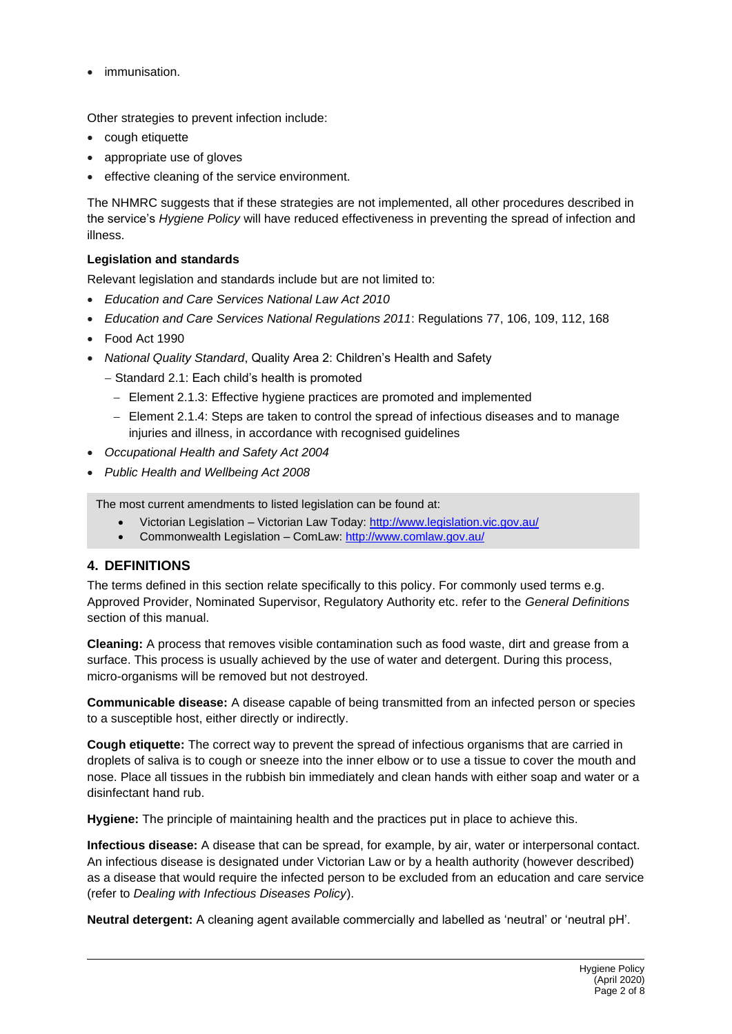- immunisation.

Other strategies to prevent infection include:

- cough etiquette
- appropriate use of gloves
- effective cleaning of the service environment.

The NHMRC suggests that if these strategies are not implemented, all other procedures described in the service's *Hygiene Policy* will have reduced effectiveness in preventing the spread of infection and illness.

**Legislation and standards**

Relevant legislation and standards include but are not limited to:

- *Education and Care Services National Law Act 2010*
- *Education and Care Services National Regulations 2011*: Regulations 77, 106, 109, 112, 168
- Food Act 1990
- *National Quality Standard*, Quality Area 2: Children's Health and Safety
  - Standard 2.1: Each child's health is promoted
    - Element 2.1.3: Effective hygiene practices are promoted and implemented
    - Element 2.1.4: Steps are taken to control the spread of infectious diseases and to manage injuries and illness, in accordance with recognised guidelines
- *Occupational Health and Safety Act 2004*
- *Public Health and Wellbeing Act 2008*

> The most current amendments to listed legislation can be found at:
> - Victorian Legislation – Victorian Law Today: http://www.legislation.vic.gov.au/
> - Commonwealth Legislation – ComLaw: http://www.comlaw.gov.au/

## 4. DEFINITIONS

The terms defined in this section relate specifically to this policy. For commonly used terms e.g. Approved Provider, Nominated Supervisor, Regulatory Authority etc. refer to the *General Definitions* section of this manual.

**Cleaning:** A process that removes visible contamination such as food waste, dirt and grease from a surface. This process is usually achieved by the use of water and detergent. During this process, micro-organisms will be removed but not destroyed.

**Communicable disease:** A disease capable of being transmitted from an infected person or species to a susceptible host, either directly or indirectly.

**Cough etiquette:** The correct way to prevent the spread of infectious organisms that are carried in droplets of saliva is to cough or sneeze into the inner elbow or to use a tissue to cover the mouth and nose. Place all tissues in the rubbish bin immediately and clean hands with either soap and water or a disinfectant hand rub.

**Hygiene:** The principle of maintaining health and the practices put in place to achieve this.

**Infectious disease:** A disease that can be spread, for example, by air, water or interpersonal contact. An infectious disease is designated under Victorian Law or by a health authority (however described) as a disease that would require the infected person to be excluded from an education and care service (refer to *Dealing with Infectious Diseases Policy*).

**Neutral detergent:** A cleaning agent available commercially and labelled as 'neutral' or 'neutral pH'.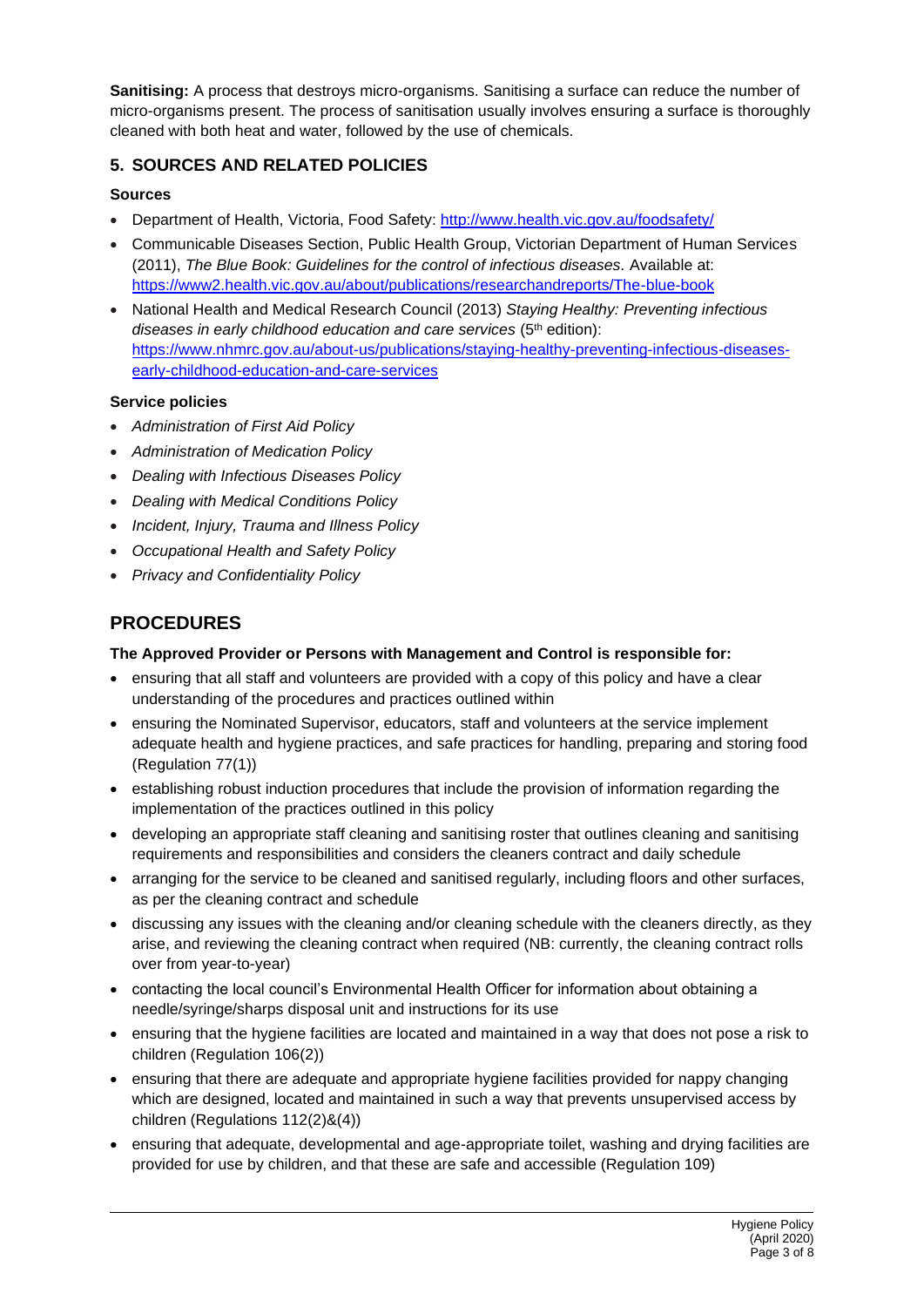**Sanitising:** A process that destroys micro-organisms. Sanitising a surface can reduce the number of micro-organisms present. The process of sanitisation usually involves ensuring a surface is thoroughly cleaned with both heat and water, followed by the use of chemicals.

## 5. SOURCES AND RELATED POLICIES

### Sources

- Department of Health, Victoria, Food Safety: http://www.health.vic.gov.au/foodsafety/
- Communicable Diseases Section, Public Health Group, Victorian Department of Human Services (2011), *The Blue Book: Guidelines for the control of infectious diseases*. Available at: https://www2.health.vic.gov.au/about/publications/researchandreports/The-blue-book
- National Health and Medical Research Council (2013) *Staying Healthy: Preventing infectious diseases in early childhood education and care services* (5th edition): https://www.nhmrc.gov.au/about-us/publications/staying-healthy-preventing-infectious-diseases-early-childhood-education-and-care-services

### Service policies

- *Administration of First Aid Policy*
- *Administration of Medication Policy*
- *Dealing with Infectious Diseases Policy*
- *Dealing with Medical Conditions Policy*
- *Incident, Injury, Trauma and Illness Policy*
- *Occupational Health and Safety Policy*
- *Privacy and Confidentiality Policy*

# PROCEDURES

### The Approved Provider or Persons with Management and Control is responsible for:

- ensuring that all staff and volunteers are provided with a copy of this policy and have a clear understanding of the procedures and practices outlined within
- ensuring the Nominated Supervisor, educators, staff and volunteers at the service implement adequate health and hygiene practices, and safe practices for handling, preparing and storing food (Regulation 77(1))
- establishing robust induction procedures that include the provision of information regarding the implementation of the practices outlined in this policy
- developing an appropriate staff cleaning and sanitising roster that outlines cleaning and sanitising requirements and responsibilities and considers the cleaners contract and daily schedule
- arranging for the service to be cleaned and sanitised regularly, including floors and other surfaces, as per the cleaning contract and schedule
- discussing any issues with the cleaning and/or cleaning schedule with the cleaners directly, as they arise, and reviewing the cleaning contract when required (NB: currently, the cleaning contract rolls over from year-to-year)
- contacting the local council's Environmental Health Officer for information about obtaining a needle/syringe/sharps disposal unit and instructions for its use
- ensuring that the hygiene facilities are located and maintained in a way that does not pose a risk to children (Regulation 106(2))
- ensuring that there are adequate and appropriate hygiene facilities provided for nappy changing which are designed, located and maintained in such a way that prevents unsupervised access by children (Regulations 112(2)&(4))
- ensuring that adequate, developmental and age-appropriate toilet, washing and drying facilities are provided for use by children, and that these are safe and accessible (Regulation 109)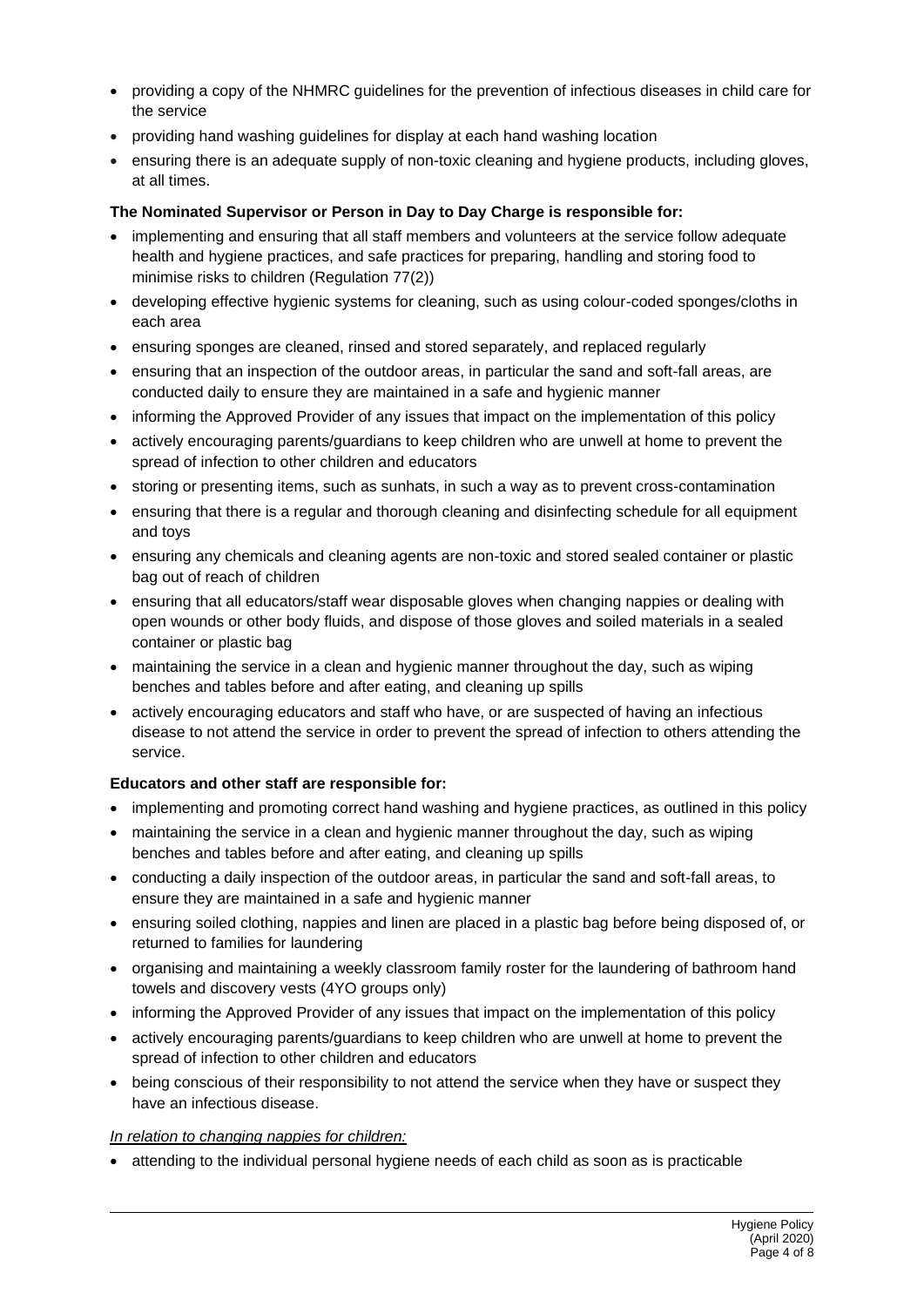- providing a copy of the NHMRC guidelines for the prevention of infectious diseases in child care for the service
- providing hand washing guidelines for display at each hand washing location
- ensuring there is an adequate supply of non-toxic cleaning and hygiene products, including gloves, at all times.

**The Nominated Supervisor or Person in Day to Day Charge is responsible for:**

- implementing and ensuring that all staff members and volunteers at the service follow adequate health and hygiene practices, and safe practices for preparing, handling and storing food to minimise risks to children (Regulation 77(2))
- developing effective hygienic systems for cleaning, such as using colour-coded sponges/cloths in each area
- ensuring sponges are cleaned, rinsed and stored separately, and replaced regularly
- ensuring that an inspection of the outdoor areas, in particular the sand and soft-fall areas, are conducted daily to ensure they are maintained in a safe and hygienic manner
- informing the Approved Provider of any issues that impact on the implementation of this policy
- actively encouraging parents/guardians to keep children who are unwell at home to prevent the spread of infection to other children and educators
- storing or presenting items, such as sunhats, in such a way as to prevent cross-contamination
- ensuring that there is a regular and thorough cleaning and disinfecting schedule for all equipment and toys
- ensuring any chemicals and cleaning agents are non-toxic and stored sealed container or plastic bag out of reach of children
- ensuring that all educators/staff wear disposable gloves when changing nappies or dealing with open wounds or other body fluids, and dispose of those gloves and soiled materials in a sealed container or plastic bag
- maintaining the service in a clean and hygienic manner throughout the day, such as wiping benches and tables before and after eating, and cleaning up spills
- actively encouraging educators and staff who have, or are suspected of having an infectious disease to not attend the service in order to prevent the spread of infection to others attending the service.

**Educators and other staff are responsible for:**

- implementing and promoting correct hand washing and hygiene practices, as outlined in this policy
- maintaining the service in a clean and hygienic manner throughout the day, such as wiping benches and tables before and after eating, and cleaning up spills
- conducting a daily inspection of the outdoor areas, in particular the sand and soft-fall areas, to ensure they are maintained in a safe and hygienic manner
- ensuring soiled clothing, nappies and linen are placed in a plastic bag before being disposed of, or returned to families for laundering
- organising and maintaining a weekly classroom family roster for the laundering of bathroom hand towels and discovery vests (4YO groups only)
- informing the Approved Provider of any issues that impact on the implementation of this policy
- actively encouraging parents/guardians to keep children who are unwell at home to prevent the spread of infection to other children and educators
- being conscious of their responsibility to not attend the service when they have or suspect they have an infectious disease.

*In relation to changing nappies for children:*

- attending to the individual personal hygiene needs of each child as soon as is practicable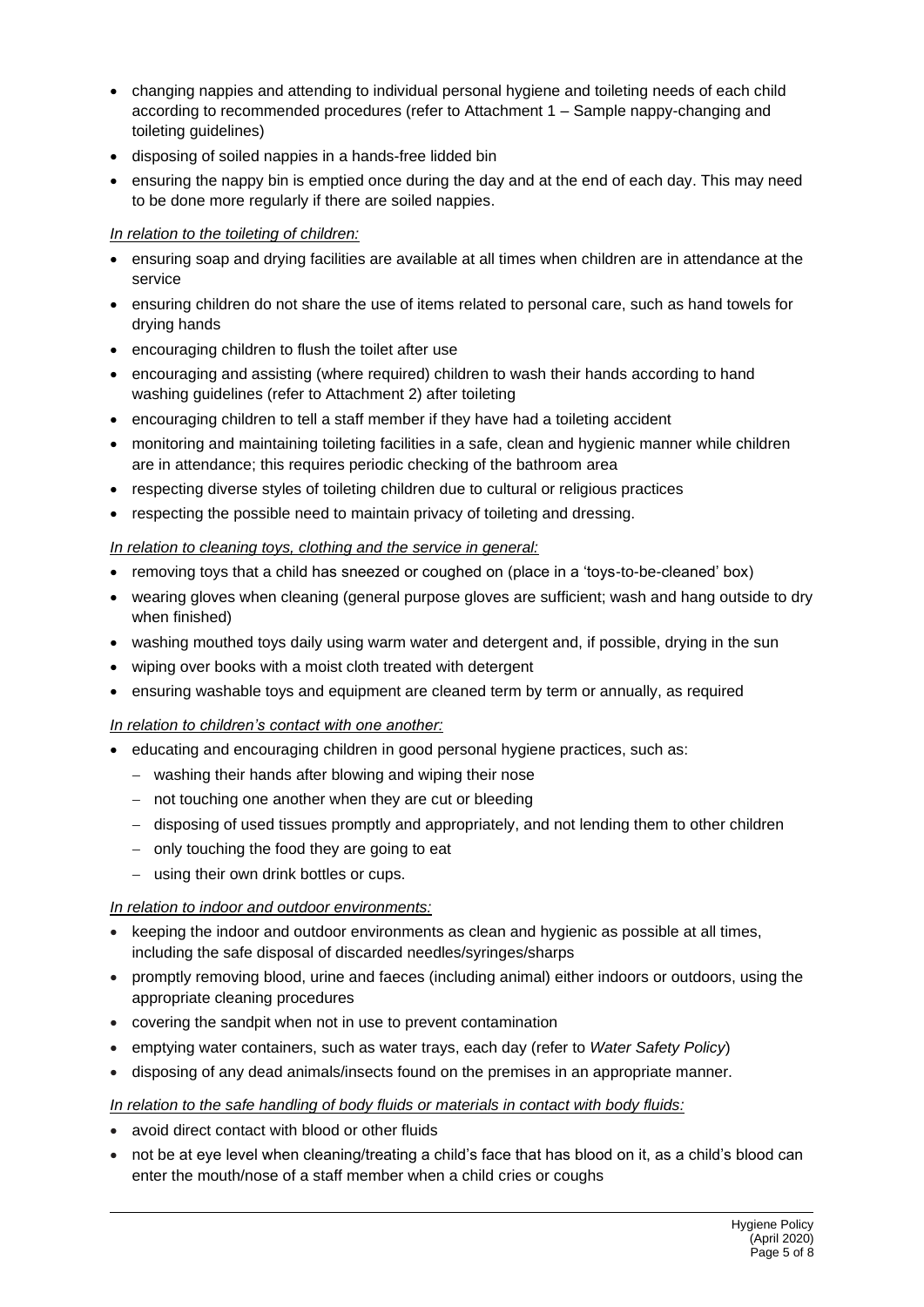- changing nappies and attending to individual personal hygiene and toileting needs of each child according to recommended procedures (refer to Attachment 1 – Sample nappy-changing and toileting guidelines)
- disposing of soiled nappies in a hands-free lidded bin
- ensuring the nappy bin is emptied once during the day and at the end of each day. This may need to be done more regularly if there are soiled nappies.

*In relation to the toileting of children:*

- ensuring soap and drying facilities are available at all times when children are in attendance at the service
- ensuring children do not share the use of items related to personal care, such as hand towels for drying hands
- encouraging children to flush the toilet after use
- encouraging and assisting (where required) children to wash their hands according to hand washing guidelines (refer to Attachment 2) after toileting
- encouraging children to tell a staff member if they have had a toileting accident
- monitoring and maintaining toileting facilities in a safe, clean and hygienic manner while children are in attendance; this requires periodic checking of the bathroom area
- respecting diverse styles of toileting children due to cultural or religious practices
- respecting the possible need to maintain privacy of toileting and dressing.

*In relation to cleaning toys, clothing and the service in general:*

- removing toys that a child has sneezed or coughed on (place in a 'toys-to-be-cleaned' box)
- wearing gloves when cleaning (general purpose gloves are sufficient; wash and hang outside to dry when finished)
- washing mouthed toys daily using warm water and detergent and, if possible, drying in the sun
- wiping over books with a moist cloth treated with detergent
- ensuring washable toys and equipment are cleaned term by term or annually, as required

*In relation to children's contact with one another:*

- educating and encouraging children in good personal hygiene practices, such as:
  - washing their hands after blowing and wiping their nose
  - not touching one another when they are cut or bleeding
  - disposing of used tissues promptly and appropriately, and not lending them to other children
  - only touching the food they are going to eat
  - using their own drink bottles or cups.

*In relation to indoor and outdoor environments:*

- keeping the indoor and outdoor environments as clean and hygienic as possible at all times, including the safe disposal of discarded needles/syringes/sharps
- promptly removing blood, urine and faeces (including animal) either indoors or outdoors, using the appropriate cleaning procedures
- covering the sandpit when not in use to prevent contamination
- emptying water containers, such as water trays, each day (refer to *Water Safety Policy*)
- disposing of any dead animals/insects found on the premises in an appropriate manner.

*In relation to the safe handling of body fluids or materials in contact with body fluids:*

- avoid direct contact with blood or other fluids
- not be at eye level when cleaning/treating a child's face that has blood on it, as a child's blood can enter the mouth/nose of a staff member when a child cries or coughs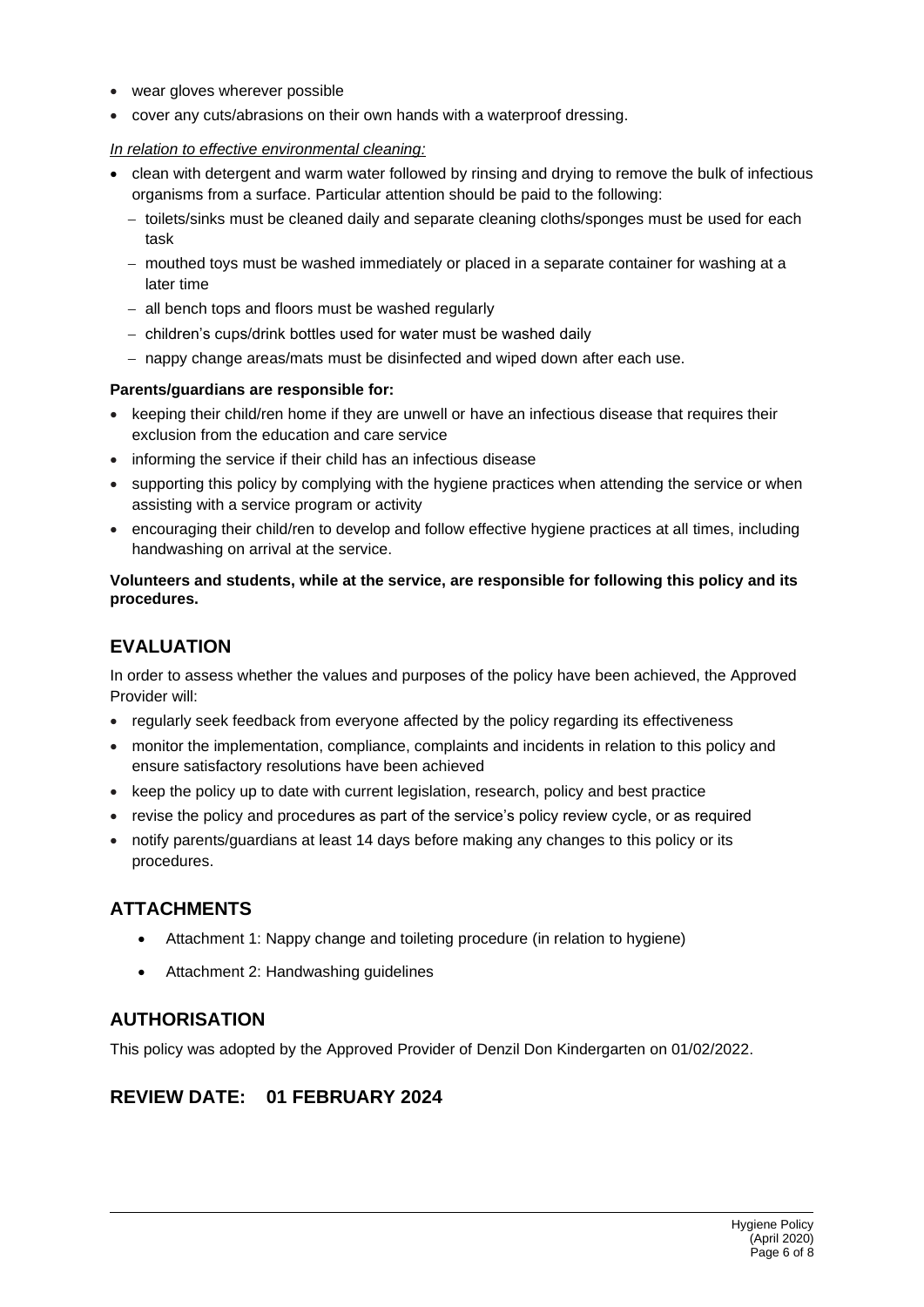- wear gloves wherever possible
- cover any cuts/abrasions on their own hands with a waterproof dressing.

*In relation to effective environmental cleaning:*

- clean with detergent and warm water followed by rinsing and drying to remove the bulk of infectious organisms from a surface. Particular attention should be paid to the following:
  - toilets/sinks must be cleaned daily and separate cleaning cloths/sponges must be used for each task
  - mouthed toys must be washed immediately or placed in a separate container for washing at a later time
  - all bench tops and floors must be washed regularly
  - children's cups/drink bottles used for water must be washed daily
  - nappy change areas/mats must be disinfected and wiped down after each use.

**Parents/guardians are responsible for:**

- keeping their child/ren home if they are unwell or have an infectious disease that requires their exclusion from the education and care service
- informing the service if their child has an infectious disease
- supporting this policy by complying with the hygiene practices when attending the service or when assisting with a service program or activity
- encouraging their child/ren to develop and follow effective hygiene practices at all times, including handwashing on arrival at the service.

**Volunteers and students, while at the service, are responsible for following this policy and its procedures.**

## EVALUATION

In order to assess whether the values and purposes of the policy have been achieved, the Approved Provider will:

- regularly seek feedback from everyone affected by the policy regarding its effectiveness
- monitor the implementation, compliance, complaints and incidents in relation to this policy and ensure satisfactory resolutions have been achieved
- keep the policy up to date with current legislation, research, policy and best practice
- revise the policy and procedures as part of the service's policy review cycle, or as required
- notify parents/guardians at least 14 days before making any changes to this policy or its procedures.

## ATTACHMENTS

- Attachment 1: Nappy change and toileting procedure (in relation to hygiene)
- Attachment 2: Handwashing guidelines

## AUTHORISATION

This policy was adopted by the Approved Provider of Denzil Don Kindergarten on 01/02/2022.

## REVIEW DATE: 01 FEBRUARY 2024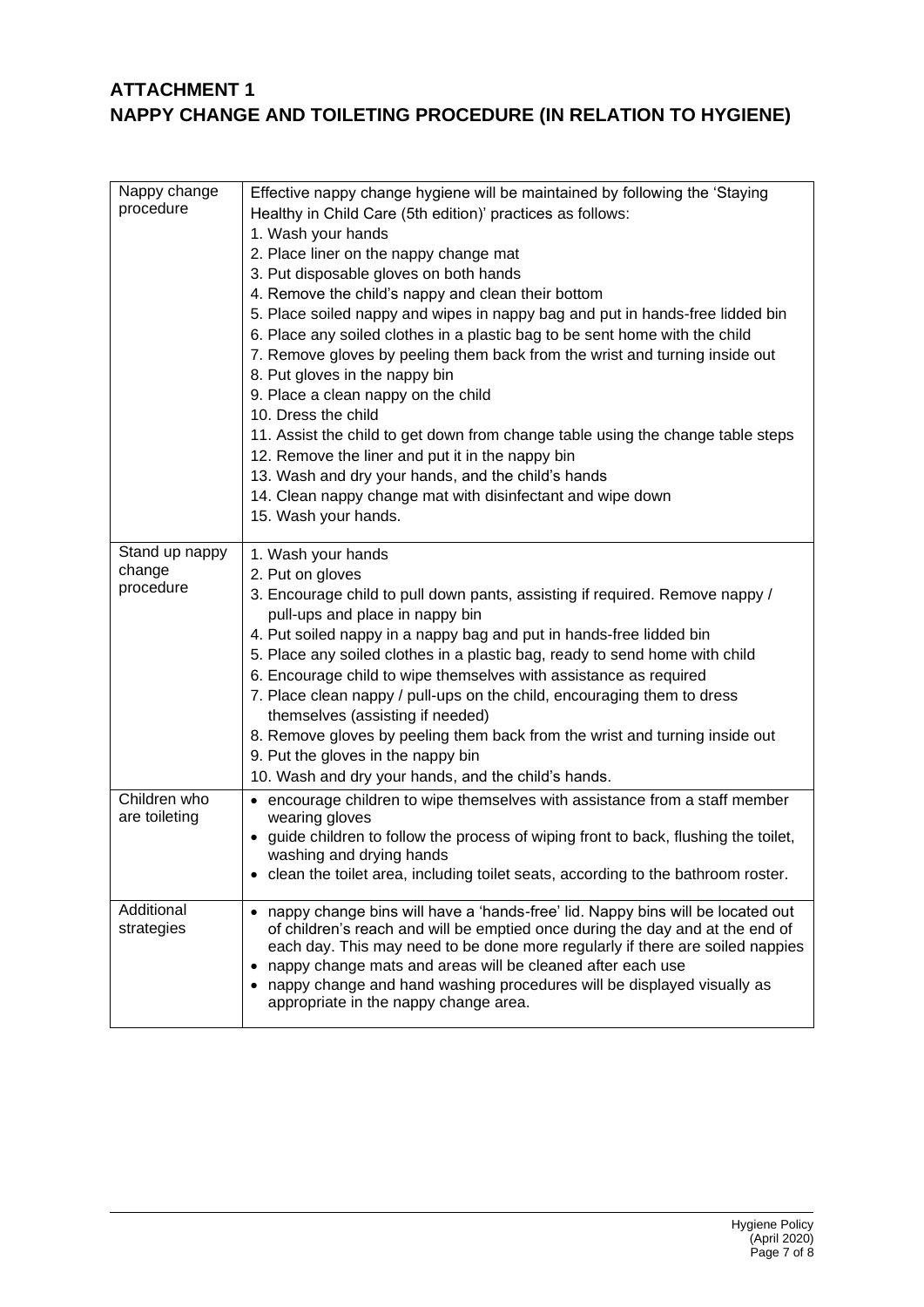## ATTACHMENT 1
## NAPPY CHANGE AND TOILETING PROCEDURE (IN RELATION TO HYGIENE)

| | |
|---|---|
| Nappy change procedure | Effective nappy change hygiene will be maintained by following the 'Staying Healthy in Child Care (5th edition)' practices as follows:<br>1. Wash your hands<br>2. Place liner on the nappy change mat<br>3. Put disposable gloves on both hands<br>4. Remove the child's nappy and clean their bottom<br>5. Place soiled nappy and wipes in nappy bag and put in hands-free lidded bin<br>6. Place any soiled clothes in a plastic bag to be sent home with the child<br>7. Remove gloves by peeling them back from the wrist and turning inside out<br>8. Put gloves in the nappy bin<br>9. Place a clean nappy on the child<br>10. Dress the child<br>11. Assist the child to get down from change table using the change table steps<br>12. Remove the liner and put it in the nappy bin<br>13. Wash and dry your hands, and the child's hands<br>14. Clean nappy change mat with disinfectant and wipe down<br>15. Wash your hands. |
| Stand up nappy change procedure | 1. Wash your hands<br>2. Put on gloves<br>3. Encourage child to pull down pants, assisting if required. Remove nappy / pull-ups and place in nappy bin<br>4. Put soiled nappy in a nappy bag and put in hands-free lidded bin<br>5. Place any soiled clothes in a plastic bag, ready to send home with child<br>6. Encourage child to wipe themselves with assistance as required<br>7. Place clean nappy / pull-ups on the child, encouraging them to dress themselves (assisting if needed)<br>8. Remove gloves by peeling them back from the wrist and turning inside out<br>9. Put the gloves in the nappy bin<br>10. Wash and dry your hands, and the child's hands. |
| Children who are toileting | • encourage children to wipe themselves with assistance from a staff member wearing gloves<br>• guide children to follow the process of wiping front to back, flushing the toilet, washing and drying hands<br>• clean the toilet area, including toilet seats, according to the bathroom roster. |
| Additional strategies | • nappy change bins will have a 'hands-free' lid. Nappy bins will be located out of children's reach and will be emptied once during the day and at the end of each day. This may need to be done more regularly if there are soiled nappies<br>• nappy change mats and areas will be cleaned after each use<br>• nappy change and hand washing procedures will be displayed visually as appropriate in the nappy change area. |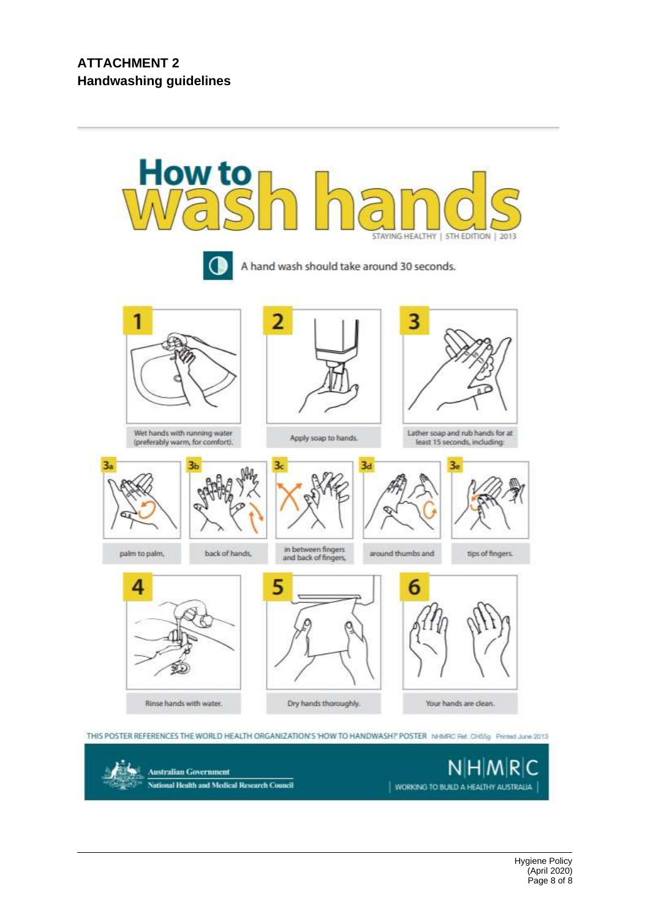## ATTACHMENT 2
## Handwashing guidelines

# How to wash hands

STAYING HEALTHY | 5TH EDITION | 2013

A hand wash should take around 30 seconds.

1. Wet hands with running water (preferably warm, for comfort).
2. Apply soap to hands.
3. Lather soap and rub hands for at least 15 seconds, including:
   - 3a palm to palm,
   - 3b back of hands,
   - 3c in between fingers and back of fingers,
   - 3d around thumbs and
   - 3e tips of fingers.
4. Rinse hands with water.
5. Dry hands thoroughly.
6. Your hands are clean.

THIS POSTER REFERENCES THE WORLD HEALTH ORGANIZATION'S 'HOW TO HANDWASH?' POSTER NHMRC Ref. CH55g Printed June 2013

Australian Government
National Health and Medical Research Council

NHMRC
WORKING TO BUILD A HEALTHY AUSTRALIA

Hygiene Policy
(April 2020)